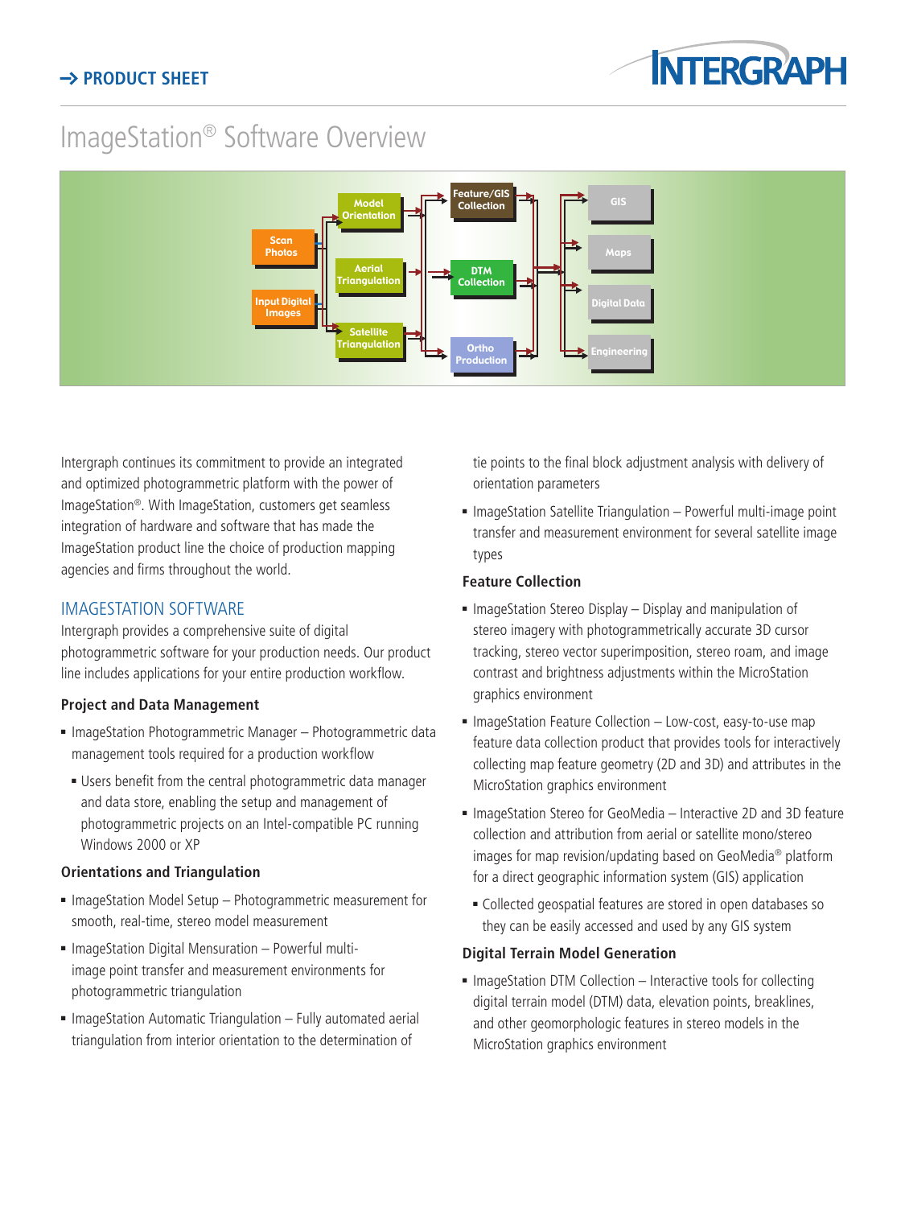# ImageStation® Software Overview

Intergraph continues its commitment to provide an integrated and optimized photogrammetric platform with the power of ImageStation®. With ImageStation, customers get seamless integration of hardware and software that has made the ImageStation product line the choice of production mapping agencies and firms throughout the world.

## IMAGESTATION SOFTWARE

Intergraph provides a comprehensive suite of digital photogrammetric software for your production needs. Our product line includes applications for your entire production workflow.

### Project and Data Management

- ImageStation Photogrammetric Manager – Photogrammetric data management tools required for a production workflow
  - Users benefit from the central photogrammetric data manager and data store, enabling the setup and management of photogrammetric projects on an Intel-compatible PC running Windows 2000 or XP

### Orientations and Triangulation

- ImageStation Model Setup – Photogrammetric measurement for smooth, real-time, stereo model measurement
- ImageStation Digital Mensuration – Powerful multi-image point transfer and measurement environments for photogrammetric triangulation
- ImageStation Automatic Triangulation – Fully automated aerial triangulation from interior orientation to the determination of tie points to the final block adjustment analysis with delivery of orientation parameters
- ImageStation Satellite Triangulation – Powerful multi-image point transfer and measurement environment for several satellite image types

### Feature Collection

- ImageStation Stereo Display – Display and manipulation of stereo imagery with photogrammetrically accurate 3D cursor tracking, stereo vector superimposition, stereo roam, and image contrast and brightness adjustments within the MicroStation graphics environment
- ImageStation Feature Collection – Low-cost, easy-to-use map feature data collection product that provides tools for interactively collecting map feature geometry (2D and 3D) and attributes in the MicroStation graphics environment
- ImageStation Stereo for GeoMedia – Interactive 2D and 3D feature collection and attribution from aerial or satellite mono/stereo images for map revision/updating based on GeoMedia® platform for a direct geographic information system (GIS) application
  - Collected geospatial features are stored in open databases so they can be easily accessed and used by any GIS system

### Digital Terrain Model Generation

- ImageStation DTM Collection – Interactive tools for collecting digital terrain model (DTM) data, elevation points, breaklines, and other geomorphologic features in stereo models in the MicroStation graphics environment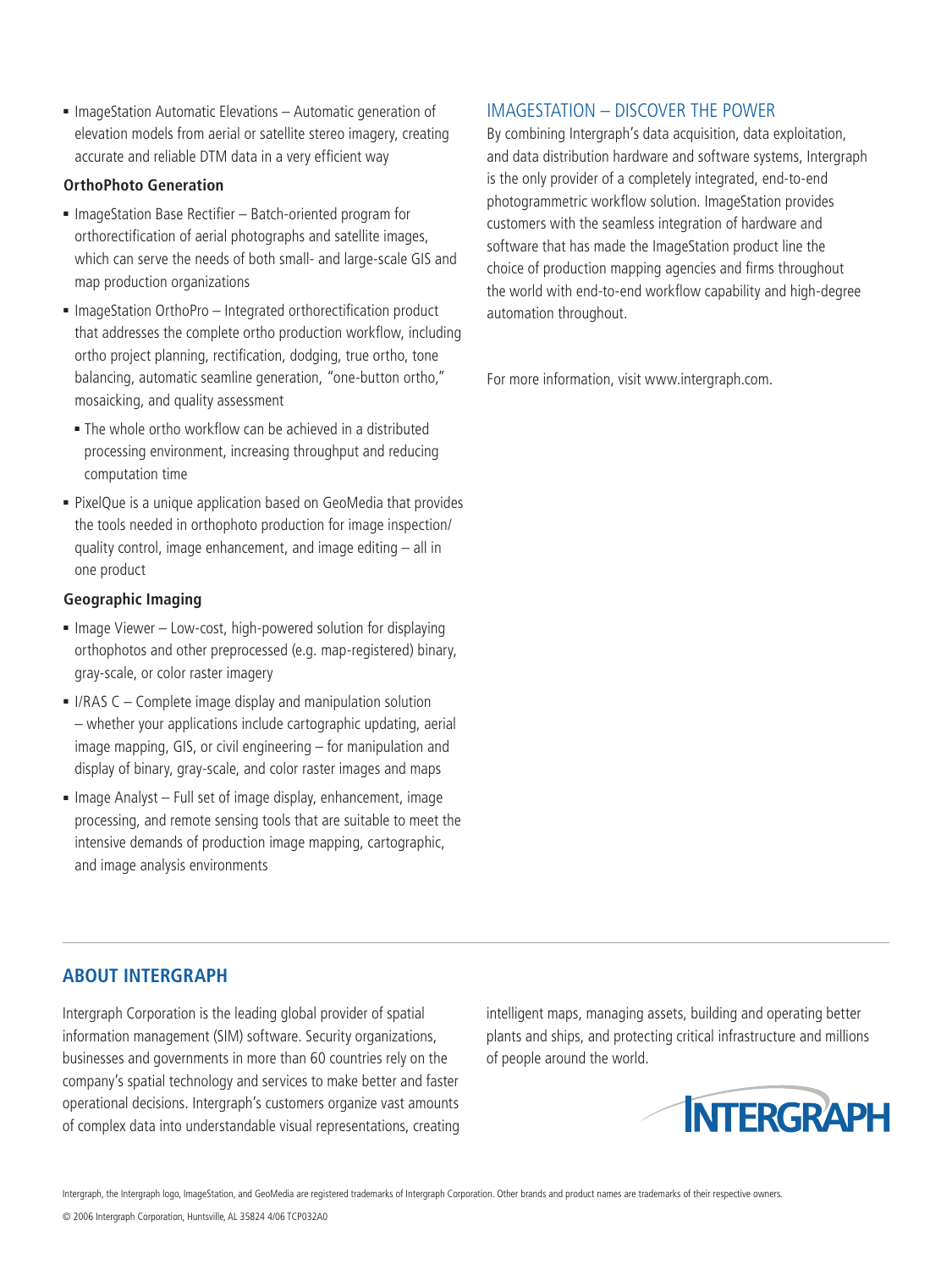- ImageStation Automatic Elevations – Automatic generation of elevation models from aerial or satellite stereo imagery, creating accurate and reliable DTM data in a very efficient way

**OrthoPhoto Generation**

- ImageStation Base Rectifier – Batch-oriented program for orthorectification of aerial photographs and satellite images, which can serve the needs of both small- and large-scale GIS and map production organizations
- ImageStation OrthoPro – Integrated orthorectification product that addresses the complete ortho production workflow, including ortho project planning, rectification, dodging, true ortho, tone balancing, automatic seamline generation, "one-button ortho," mosaicking, and quality assessment
  - The whole ortho workflow can be achieved in a distributed processing environment, increasing throughput and reducing computation time
- PixelQue is a unique application based on GeoMedia that provides the tools needed in orthophoto production for image inspection/ quality control, image enhancement, and image editing – all in one product

**Geographic Imaging**

- Image Viewer – Low-cost, high-powered solution for displaying orthophotos and other preprocessed (e.g. map-registered) binary, gray-scale, or color raster imagery
- I/RAS C – Complete image display and manipulation solution – whether your applications include cartographic updating, aerial image mapping, GIS, or civil engineering – for manipulation and display of binary, gray-scale, and color raster images and maps
- Image Analyst – Full set of image display, enhancement, image processing, and remote sensing tools that are suitable to meet the intensive demands of production image mapping, cartographic, and image analysis environments

## IMAGESTATION – DISCOVER THE POWER

By combining Intergraph's data acquisition, data exploitation, and data distribution hardware and software systems, Intergraph is the only provider of a completely integrated, end-to-end photogrammetric workflow solution. ImageStation provides customers with the seamless integration of hardware and software that has made the ImageStation product line the choice of production mapping agencies and firms throughout the world with end-to-end workflow capability and high-degree automation throughout.

For more information, visit www.intergraph.com.

## ABOUT INTERGRAPH

Intergraph Corporation is the leading global provider of spatial information management (SIM) software. Security organizations, businesses and governments in more than 60 countries rely on the company's spatial technology and services to make better and faster operational decisions. Intergraph's customers organize vast amounts of complex data into understandable visual representations, creating intelligent maps, managing assets, building and operating better plants and ships, and protecting critical infrastructure and millions of people around the world.

INTERGRAPH

Intergraph, the Intergraph logo, ImageStation, and GeoMedia are registered trademarks of Intergraph Corporation. Other brands and product names are trademarks of their respective owners.

© 2006 Intergraph Corporation, Huntsville, AL 35824 4/06 TCP032A0